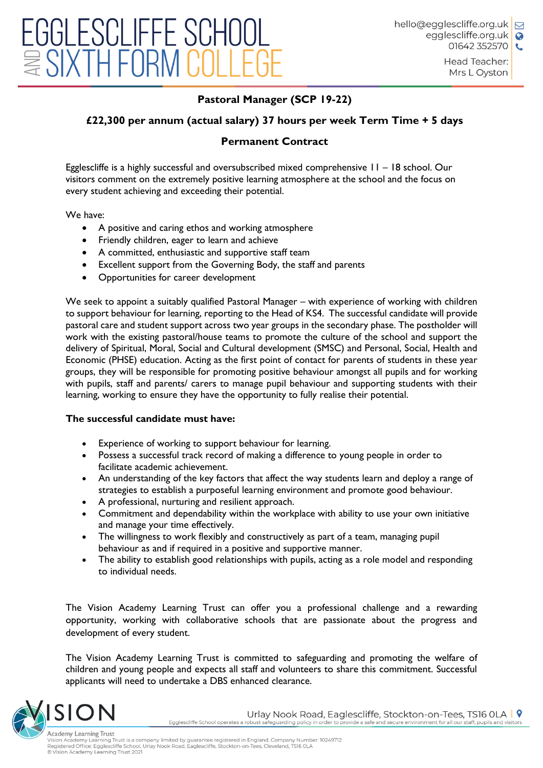# EGGLESCLIFFE SCHOOL AND SIXTH FORM COLLEGE

hello@egglescliffe.org.uk
egglescliffe.org.uk
01642 352570

Head Teacher:
Mrs L Oyston

**Pastoral Manager (SCP 19-22)**

**£22,300 per annum (actual salary) 37 hours per week Term Time + 5 days**

**Permanent Contract**

Egglescliffe is a highly successful and oversubscribed mixed comprehensive 11 – 18 school. Our visitors comment on the extremely positive learning atmosphere at the school and the focus on every student achieving and exceeding their potential.

We have:

- A positive and caring ethos and working atmosphere
- Friendly children, eager to learn and achieve
- A committed, enthusiastic and supportive staff team
- Excellent support from the Governing Body, the staff and parents
- Opportunities for career development

We seek to appoint a suitably qualified Pastoral Manager – with experience of working with children to support behaviour for learning, reporting to the Head of KS4. The successful candidate will provide pastoral care and student support across two year groups in the secondary phase. The postholder will work with the existing pastoral/house teams to promote the culture of the school and support the delivery of Spiritual, Moral, Social and Cultural development (SMSC) and Personal, Social, Health and Economic (PHSE) education. Acting as the first point of contact for parents of students in these year groups, they will be responsible for promoting positive behaviour amongst all pupils and for working with pupils, staff and parents/ carers to manage pupil behaviour and supporting students with their learning, working to ensure they have the opportunity to fully realise their potential.

**The successful candidate must have:**

- Experience of working to support behaviour for learning.
- Possess a successful track record of making a difference to young people in order to facilitate academic achievement.
- An understanding of the key factors that affect the way students learn and deploy a range of strategies to establish a purposeful learning environment and promote good behaviour.
- A professional, nurturing and resilient approach.
- Commitment and dependability within the workplace with ability to use your own initiative and manage your time effectively.
- The willingness to work flexibly and constructively as part of a team, managing pupil behaviour as and if required in a positive and supportive manner.
- The ability to establish good relationships with pupils, acting as a role model and responding to individual needs.

The Vision Academy Learning Trust can offer you a professional challenge and a rewarding opportunity, working with collaborative schools that are passionate about the progress and development of every student.

The Vision Academy Learning Trust is committed to safeguarding and promoting the welfare of children and young people and expects all staff and volunteers to share this commitment. Successful applicants will need to undertake a DBS enhanced clearance.

Urlay Nook Road, Eaglescliffe, Stockton-on-Tees, TS16 0LA

Egglescliffe School operates a robust safeguarding policy in order to provide a safe and secure environment for all our staff, pupils and visitors

Vision Academy Learning Trust
Vision Academy Learning Trust is a company limited by guarantee registered in England. Company Number: 10249712
Registered Office: Egglescliffe School, Urlay Nook Road, Eaglescliffe, Stockton-on-Tees, Cleveland, TS16 0LA
© Vision Academy Learning Trust 2021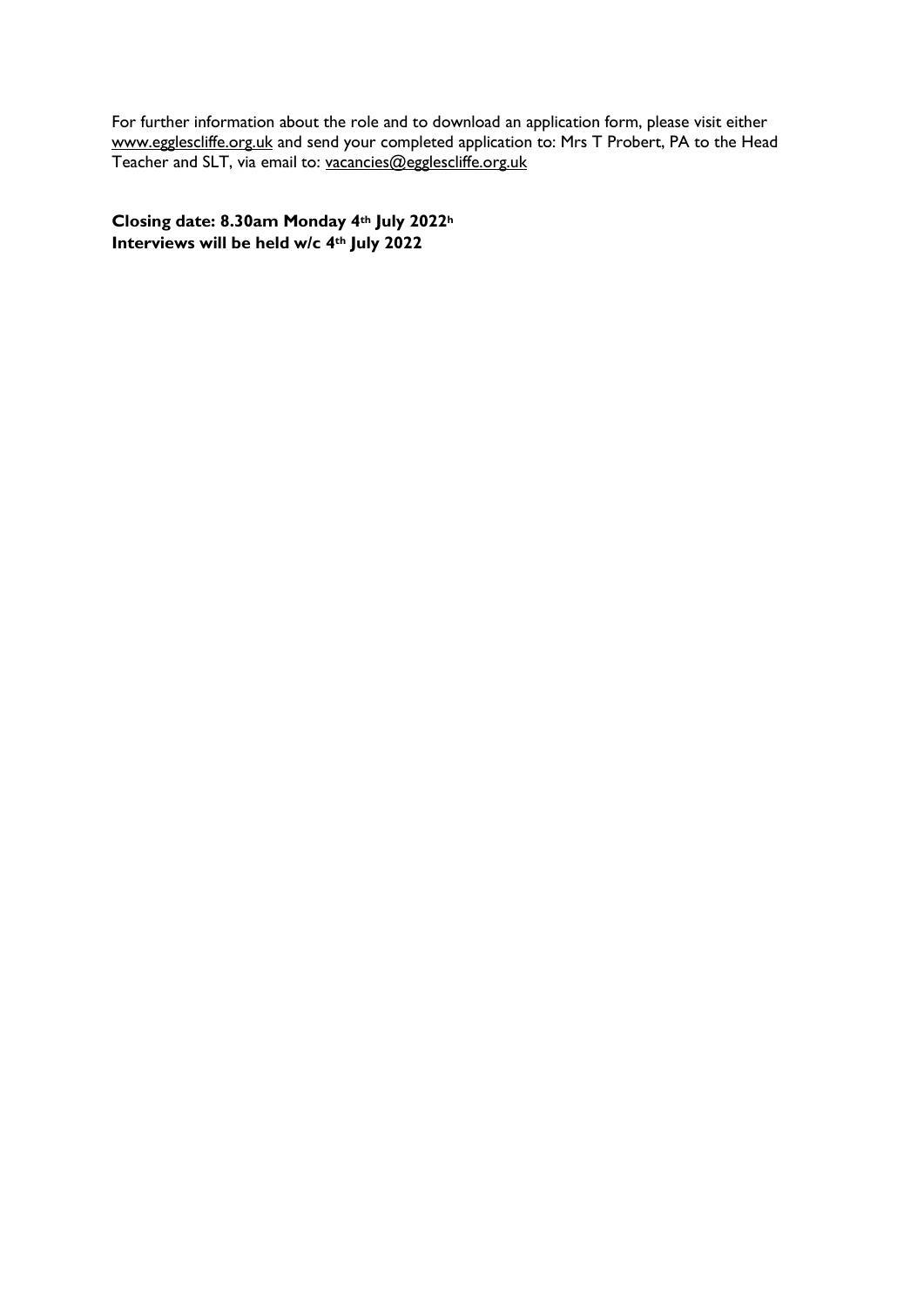For further information about the role and to download an application form, please visit either www.egglescliffe.org.uk and send your completed application to: Mrs T Probert, PA to the Head Teacher and SLT, via email to: vacancies@egglescliffe.org.uk

**Closing date: 8.30am Monday 4th July 2022h**
**Interviews will be held w/c 4th July 2022**